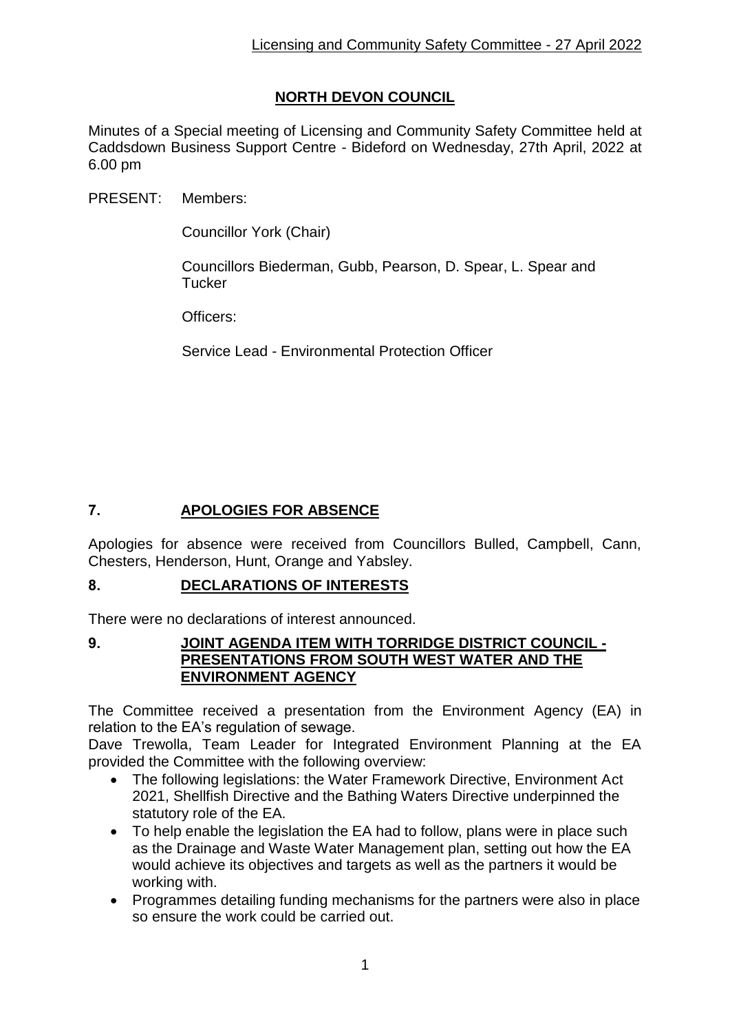# NORTH DEVON COUNCIL

Minutes of a Special meeting of Licensing and Community Safety Committee held at Caddsdown Business Support Centre - Bideford on Wednesday, 27th April, 2022 at 6.00 pm

PRESENT: Members:

Councillor York (Chair)

Councillors Biederman, Gubb, Pearson, D. Spear, L. Spear and Tucker

Officers:

Service Lead - Environmental Protection Officer

## 7. APOLOGIES FOR ABSENCE

Apologies for absence were received from Councillors Bulled, Campbell, Cann, Chesters, Henderson, Hunt, Orange and Yabsley.

## 8. DECLARATIONS OF INTERESTS

There were no declarations of interest announced.

## 9. JOINT AGENDA ITEM WITH TORRIDGE DISTRICT COUNCIL - PRESENTATIONS FROM SOUTH WEST WATER AND THE ENVIRONMENT AGENCY

The Committee received a presentation from the Environment Agency (EA) in relation to the EA's regulation of sewage.

Dave Trewolla, Team Leader for Integrated Environment Planning at the EA provided the Committee with the following overview:

- The following legislations: the Water Framework Directive, Environment Act 2021, Shellfish Directive and the Bathing Waters Directive underpinned the statutory role of the EA.
- To help enable the legislation the EA had to follow, plans were in place such as the Drainage and Waste Water Management plan, setting out how the EA would achieve its objectives and targets as well as the partners it would be working with.
- Programmes detailing funding mechanisms for the partners were also in place so ensure the work could be carried out.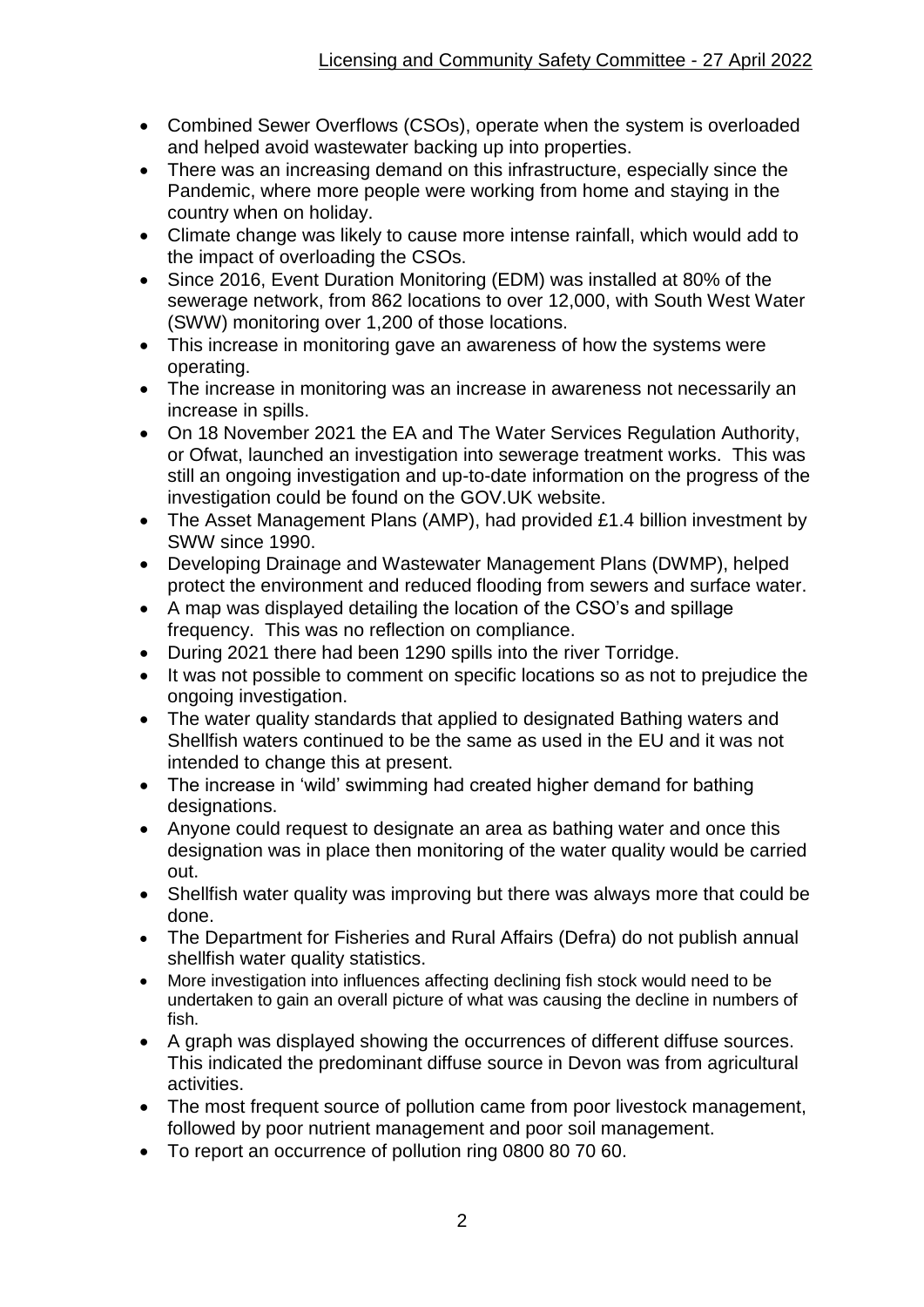- Combined Sewer Overflows (CSOs), operate when the system is overloaded and helped avoid wastewater backing up into properties.
- There was an increasing demand on this infrastructure, especially since the Pandemic, where more people were working from home and staying in the country when on holiday.
- Climate change was likely to cause more intense rainfall, which would add to the impact of overloading the CSOs.
- Since 2016, Event Duration Monitoring (EDM) was installed at 80% of the sewerage network, from 862 locations to over 12,000, with South West Water (SWW) monitoring over 1,200 of those locations.
- This increase in monitoring gave an awareness of how the systems were operating.
- The increase in monitoring was an increase in awareness not necessarily an increase in spills.
- On 18 November 2021 the EA and The Water Services Regulation Authority, or Ofwat, launched an investigation into sewerage treatment works. This was still an ongoing investigation and up-to-date information on the progress of the investigation could be found on the GOV.UK website.
- The Asset Management Plans (AMP), had provided £1.4 billion investment by SWW since 1990.
- Developing Drainage and Wastewater Management Plans (DWMP), helped protect the environment and reduced flooding from sewers and surface water.
- A map was displayed detailing the location of the CSO's and spillage frequency. This was no reflection on compliance.
- During 2021 there had been 1290 spills into the river Torridge.
- It was not possible to comment on specific locations so as not to prejudice the ongoing investigation.
- The water quality standards that applied to designated Bathing waters and Shellfish waters continued to be the same as used in the EU and it was not intended to change this at present.
- The increase in 'wild' swimming had created higher demand for bathing designations.
- Anyone could request to designate an area as bathing water and once this designation was in place then monitoring of the water quality would be carried out.
- Shellfish water quality was improving but there was always more that could be done.
- The Department for Fisheries and Rural Affairs (Defra) do not publish annual shellfish water quality statistics.
- More investigation into influences affecting declining fish stock would need to be undertaken to gain an overall picture of what was causing the decline in numbers of fish.
- A graph was displayed showing the occurrences of different diffuse sources. This indicated the predominant diffuse source in Devon was from agricultural activities.
- The most frequent source of pollution came from poor livestock management, followed by poor nutrient management and poor soil management.
- To report an occurrence of pollution ring 0800 80 70 60.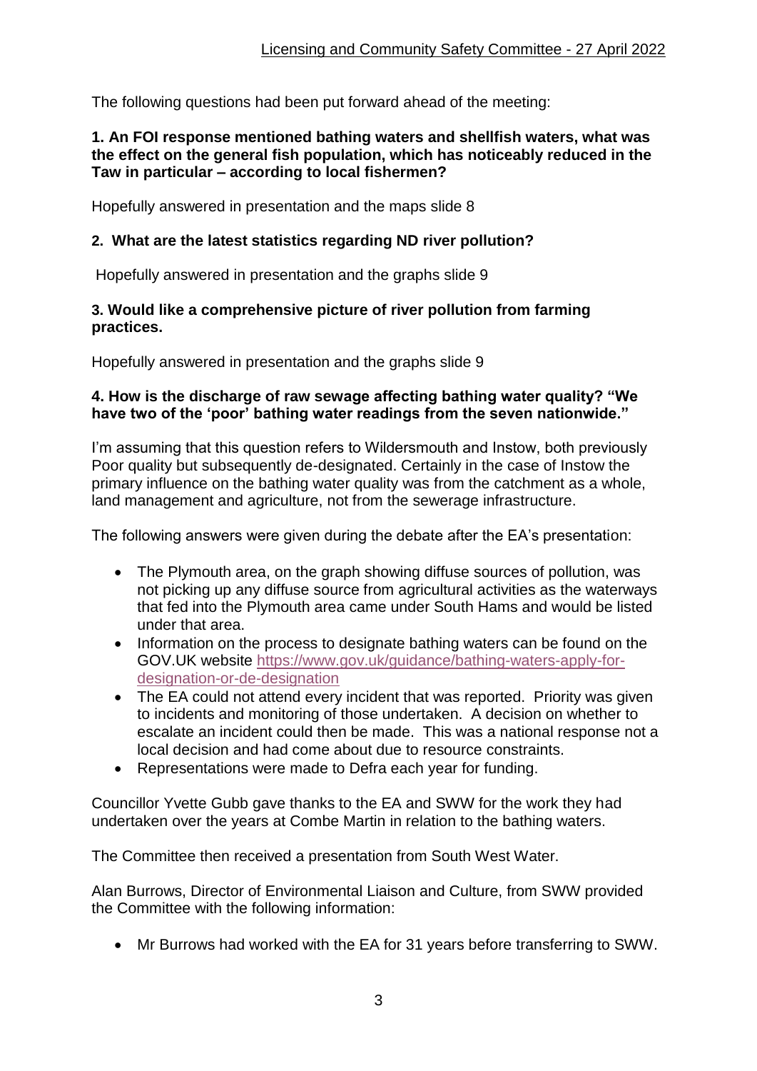The following questions had been put forward ahead of the meeting:

**1. An FOI response mentioned bathing waters and shellfish waters, what was the effect on the general fish population, which has noticeably reduced in the Taw in particular – according to local fishermen?**

Hopefully answered in presentation and the maps slide 8

**2. What are the latest statistics regarding ND river pollution?**

Hopefully answered in presentation and the graphs slide 9

**3. Would like a comprehensive picture of river pollution from farming practices.**

Hopefully answered in presentation and the graphs slide 9

**4. How is the discharge of raw sewage affecting bathing water quality? "We have two of the 'poor' bathing water readings from the seven nationwide."**

I'm assuming that this question refers to Wildersmouth and Instow, both previously Poor quality but subsequently de-designated. Certainly in the case of Instow the primary influence on the bathing water quality was from the catchment as a whole, land management and agriculture, not from the sewerage infrastructure.

The following answers were given during the debate after the EA's presentation:

- The Plymouth area, on the graph showing diffuse sources of pollution, was not picking up any diffuse source from agricultural activities as the waterways that fed into the Plymouth area came under South Hams and would be listed under that area.
- Information on the process to designate bathing waters can be found on the GOV.UK website [https://www.gov.uk/guidance/bathing-waters-apply-for-designation-or-de-designation](https://www.gov.uk/guidance/bathing-waters-apply-for-designation-or-de-designation)
- The EA could not attend every incident that was reported. Priority was given to incidents and monitoring of those undertaken. A decision on whether to escalate an incident could then be made. This was a national response not a local decision and had come about due to resource constraints.
- Representations were made to Defra each year for funding.

Councillor Yvette Gubb gave thanks to the EA and SWW for the work they had undertaken over the years at Combe Martin in relation to the bathing waters.

The Committee then received a presentation from South West Water.

Alan Burrows, Director of Environmental Liaison and Culture, from SWW provided the Committee with the following information:

- Mr Burrows had worked with the EA for 31 years before transferring to SWW.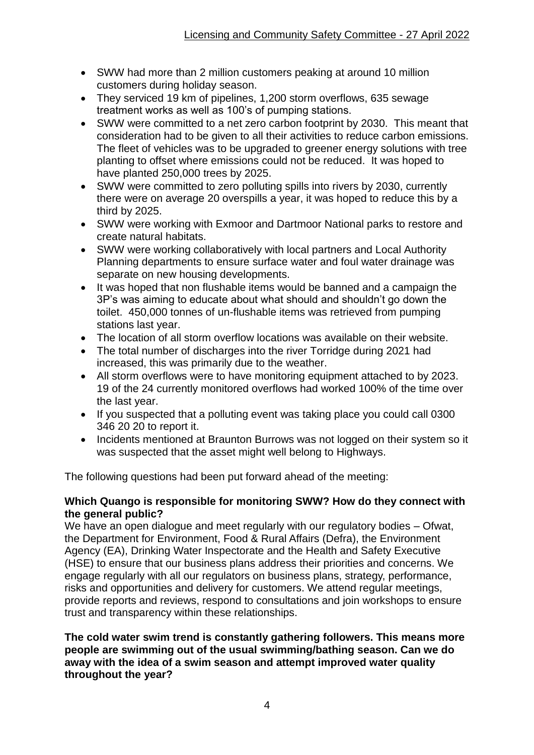- SWW had more than 2 million customers peaking at around 10 million customers during holiday season.
- They serviced 19 km of pipelines, 1,200 storm overflows, 635 sewage treatment works as well as 100's of pumping stations.
- SWW were committed to a net zero carbon footprint by 2030. This meant that consideration had to be given to all their activities to reduce carbon emissions. The fleet of vehicles was to be upgraded to greener energy solutions with tree planting to offset where emissions could not be reduced. It was hoped to have planted 250,000 trees by 2025.
- SWW were committed to zero polluting spills into rivers by 2030, currently there were on average 20 overspills a year, it was hoped to reduce this by a third by 2025.
- SWW were working with Exmoor and Dartmoor National parks to restore and create natural habitats.
- SWW were working collaboratively with local partners and Local Authority Planning departments to ensure surface water and foul water drainage was separate on new housing developments.
- It was hoped that non flushable items would be banned and a campaign the 3P's was aiming to educate about what should and shouldn't go down the toilet. 450,000 tonnes of un-flushable items was retrieved from pumping stations last year.
- The location of all storm overflow locations was available on their website.
- The total number of discharges into the river Torridge during 2021 had increased, this was primarily due to the weather.
- All storm overflows were to have monitoring equipment attached to by 2023. 19 of the 24 currently monitored overflows had worked 100% of the time over the last year.
- If you suspected that a polluting event was taking place you could call 0300 346 20 20 to report it.
- Incidents mentioned at Braunton Burrows was not logged on their system so it was suspected that the asset might well belong to Highways.

The following questions had been put forward ahead of the meeting:

**Which Quango is responsible for monitoring SWW? How do they connect with the general public?**

We have an open dialogue and meet regularly with our regulatory bodies – Ofwat, the Department for Environment, Food & Rural Affairs (Defra), the Environment Agency (EA), Drinking Water Inspectorate and the Health and Safety Executive (HSE) to ensure that our business plans address their priorities and concerns. We engage regularly with all our regulators on business plans, strategy, performance, risks and opportunities and delivery for customers. We attend regular meetings, provide reports and reviews, respond to consultations and join workshops to ensure trust and transparency within these relationships.

**The cold water swim trend is constantly gathering followers. This means more people are swimming out of the usual swimming/bathing season. Can we do away with the idea of a swim season and attempt improved water quality throughout the year?**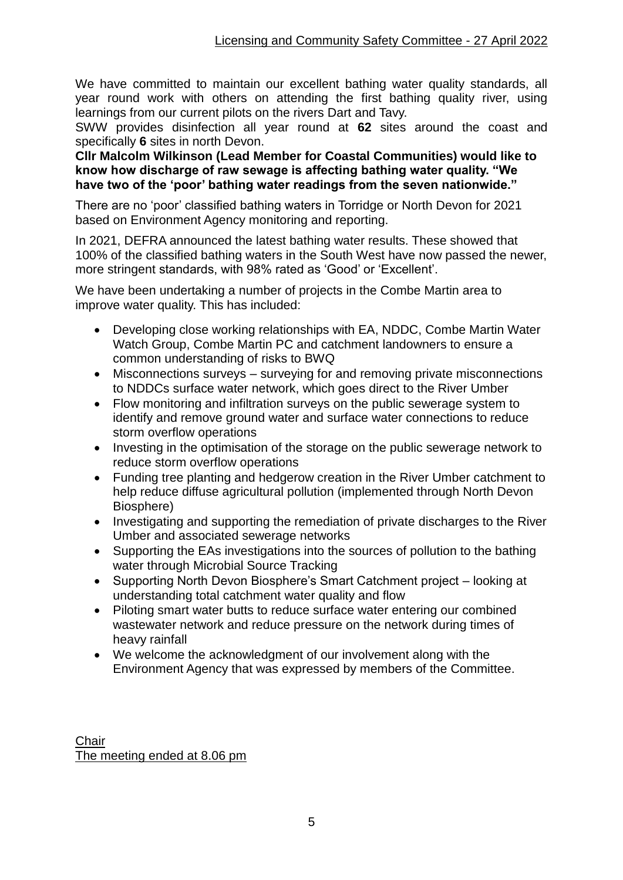We have committed to maintain our excellent bathing water quality standards, all year round work with others on attending the first bathing quality river, using learnings from our current pilots on the rivers Dart and Tavy.

SWW provides disinfection all year round at **62** sites around the coast and specifically **6** sites in north Devon.

**Cllr Malcolm Wilkinson (Lead Member for Coastal Communities) would like to know how discharge of raw sewage is affecting bathing water quality. "We have two of the 'poor' bathing water readings from the seven nationwide."**

There are no 'poor' classified bathing waters in Torridge or North Devon for 2021 based on Environment Agency monitoring and reporting.

In 2021, DEFRA announced the latest bathing water results. These showed that 100% of the classified bathing waters in the South West have now passed the newer, more stringent standards, with 98% rated as 'Good' or 'Excellent'.

We have been undertaking a number of projects in the Combe Martin area to improve water quality. This has included:

- Developing close working relationships with EA, NDDC, Combe Martin Water Watch Group, Combe Martin PC and catchment landowners to ensure a common understanding of risks to BWQ
- Misconnections surveys – surveying for and removing private misconnections to NDDCs surface water network, which goes direct to the River Umber
- Flow monitoring and infiltration surveys on the public sewerage system to identify and remove ground water and surface water connections to reduce storm overflow operations
- Investing in the optimisation of the storage on the public sewerage network to reduce storm overflow operations
- Funding tree planting and hedgerow creation in the River Umber catchment to help reduce diffuse agricultural pollution (implemented through North Devon Biosphere)
- Investigating and supporting the remediation of private discharges to the River Umber and associated sewerage networks
- Supporting the EAs investigations into the sources of pollution to the bathing water through Microbial Source Tracking
- Supporting North Devon Biosphere's Smart Catchment project – looking at understanding total catchment water quality and flow
- Piloting smart water butts to reduce surface water entering our combined wastewater network and reduce pressure on the network during times of heavy rainfall
- We welcome the acknowledgment of our involvement along with the Environment Agency that was expressed by members of the Committee.

Chair

The meeting ended at 8.06 pm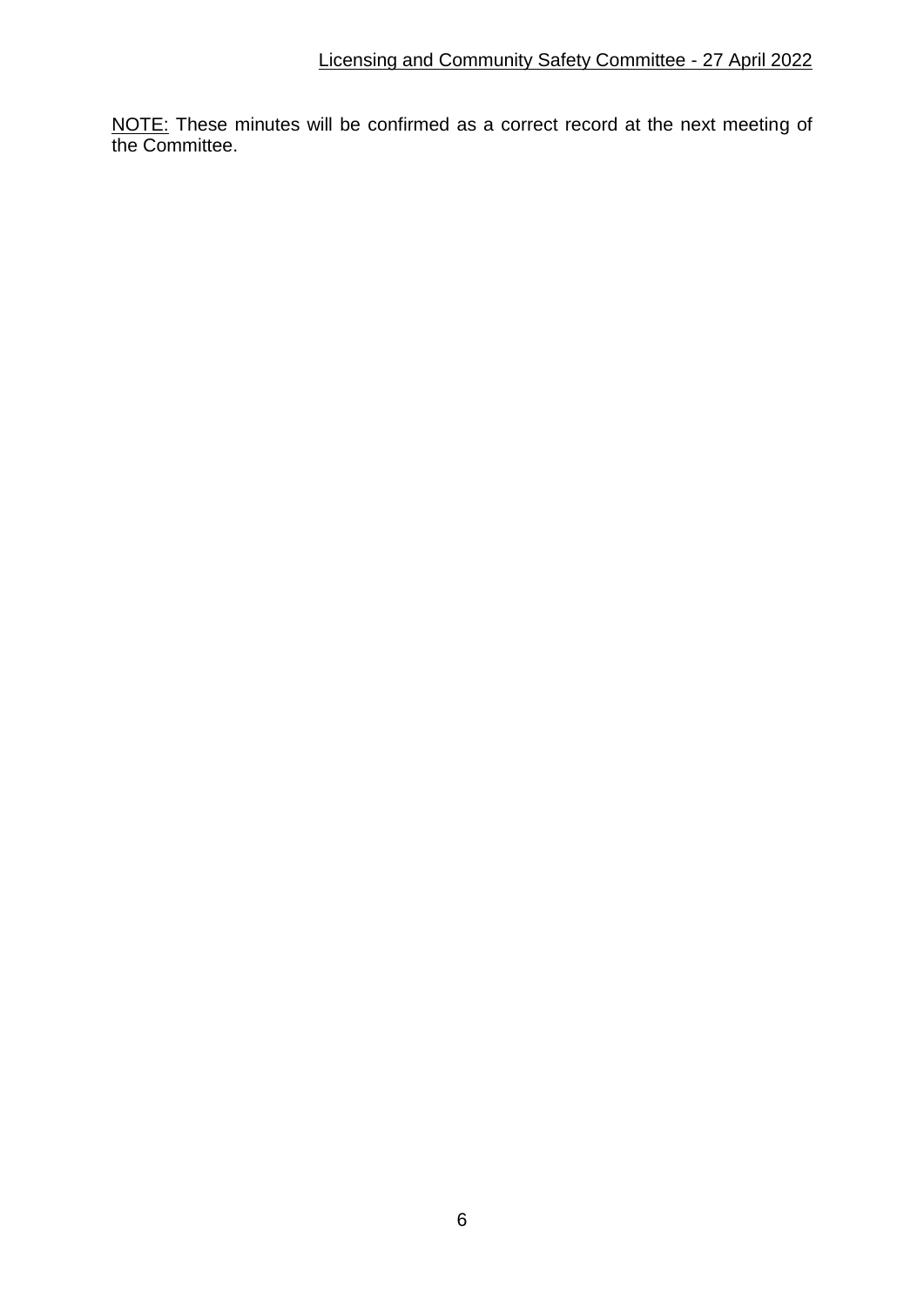<u>NOTE:</u> These minutes will be confirmed as a correct record at the next meeting of the Committee.